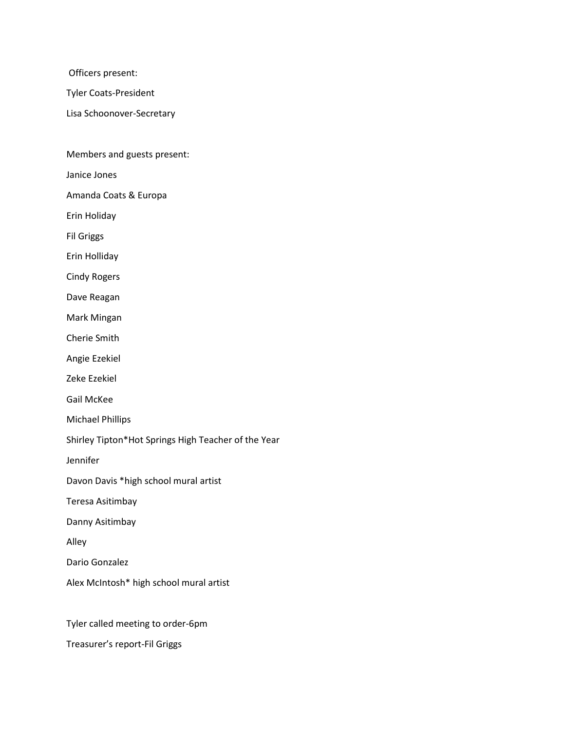Officers present:

Tyler Coats-President

Lisa Schoonover-Secretary

Members and guests present:

Janice Jones

Amanda Coats & Europa

Erin Holiday

Fil Griggs

Erin Holliday

Cindy Rogers

Dave Reagan

Mark Mingan

Cherie Smith

Angie Ezekiel

Zeke Ezekiel

Gail McKee

Michael Phillips

Shirley Tipton*Hot Springs High Teacher of the Year

Jennifer

Davon Davis *high school mural artist

Teresa Asitimbay

Danny Asitimbay

Alley

Dario Gonzalez

Alex McIntosh* high school mural artist

Tyler called meeting to order-6pm

Treasurer's report-Fil Griggs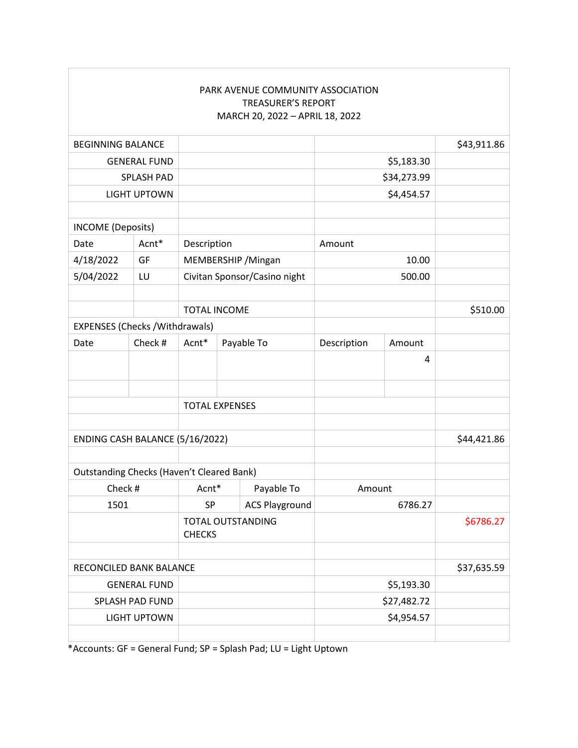PARK AVENUE COMMUNITY ASSOCIATION
TREASURER'S REPORT
MARCH 20, 2022 – APRIL 18, 2022

| | | | | | | |
|---|---|---|---|---|---|---|
| BEGINNING BALANCE | | | | | | $43,911.86 |
| GENERAL FUND | | | | | $5,183.30 | |
| SPLASH PAD | | | | | $34,273.99 | |
| LIGHT UPTOWN | | | | | $4,454.57 | |
| | | | | | | |
| INCOME (Deposits) | | | | | | |
| Date | Acnt* | Description | | Amount | | |
| 4/18/2022 | GF | MEMBERSHIP /Mingan | | | 10.00 | |
| 5/04/2022 | LU | Civitan Sponsor/Casino night | | | 500.00 | |
| | | | | | | |
| | | TOTAL INCOME | | | | $510.00 |
| EXPENSES (Checks /Withdrawals) | | | | | | |
| Date | Check # | Acnt* | Payable To | Description | Amount | |
| | | | | | 4 | |
| | | | | | | |
| | | TOTAL EXPENSES | | | | |
| | | | | | | |
| ENDING CASH BALANCE (5/16/2022) | | | | | | $44,421.86 |
| | | | | | | |
| Outstanding Checks (Haven't Cleared Bank) | | | | | | |
| Check # | | Acnt* | Payable To | Amount | | |
| 1501 | | SP | ACS Playground | | 6786.27 | |
| | | TOTAL OUTSTANDING CHECKS | | | | $6786.27 |
| | | | | | | |
| RECONCILED BANK BALANCE | | | | | | $37,635.59 |
| GENERAL FUND | | | | | $5,193.30 | |
| SPLASH PAD FUND | | | | | $27,482.72 | |
| LIGHT UPTOWN | | | | | $4,954.57 | |

*Accounts: GF = General Fund; SP = Splash Pad; LU = Light Uptown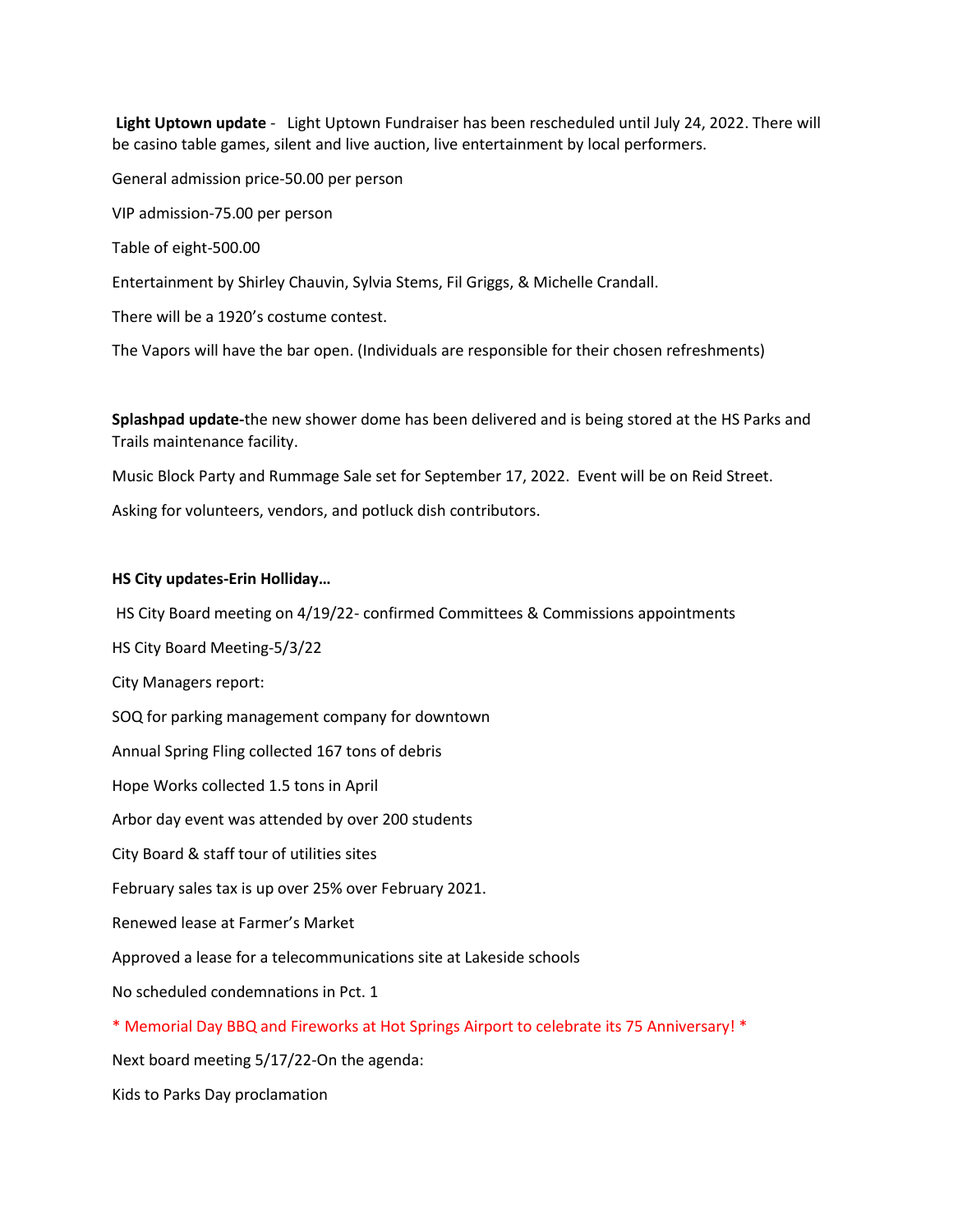**Light Uptown update** - Light Uptown Fundraiser has been rescheduled until July 24, 2022. There will be casino table games, silent and live auction, live entertainment by local performers.

General admission price-50.00 per person

VIP admission-75.00 per person

Table of eight-500.00

Entertainment by Shirley Chauvin, Sylvia Stems, Fil Griggs, & Michelle Crandall.

There will be a 1920's costume contest.

The Vapors will have the bar open. (Individuals are responsible for their chosen refreshments)

**Splashpad update-**the new shower dome has been delivered and is being stored at the HS Parks and Trails maintenance facility.

Music Block Party and Rummage Sale set for September 17, 2022. Event will be on Reid Street.

Asking for volunteers, vendors, and potluck dish contributors.

**HS City updates-Erin Holliday…**

HS City Board meeting on 4/19/22- confirmed Committees & Commissions appointments

HS City Board Meeting-5/3/22

City Managers report:

SOQ for parking management company for downtown

Annual Spring Fling collected 167 tons of debris

Hope Works collected 1.5 tons in April

Arbor day event was attended by over 200 students

City Board & staff tour of utilities sites

February sales tax is up over 25% over February 2021.

Renewed lease at Farmer's Market

Approved a lease for a telecommunications site at Lakeside schools

No scheduled condemnations in Pct. 1

* Memorial Day BBQ and Fireworks at Hot Springs Airport to celebrate its 75 Anniversary! *

Next board meeting 5/17/22-On the agenda:

Kids to Parks Day proclamation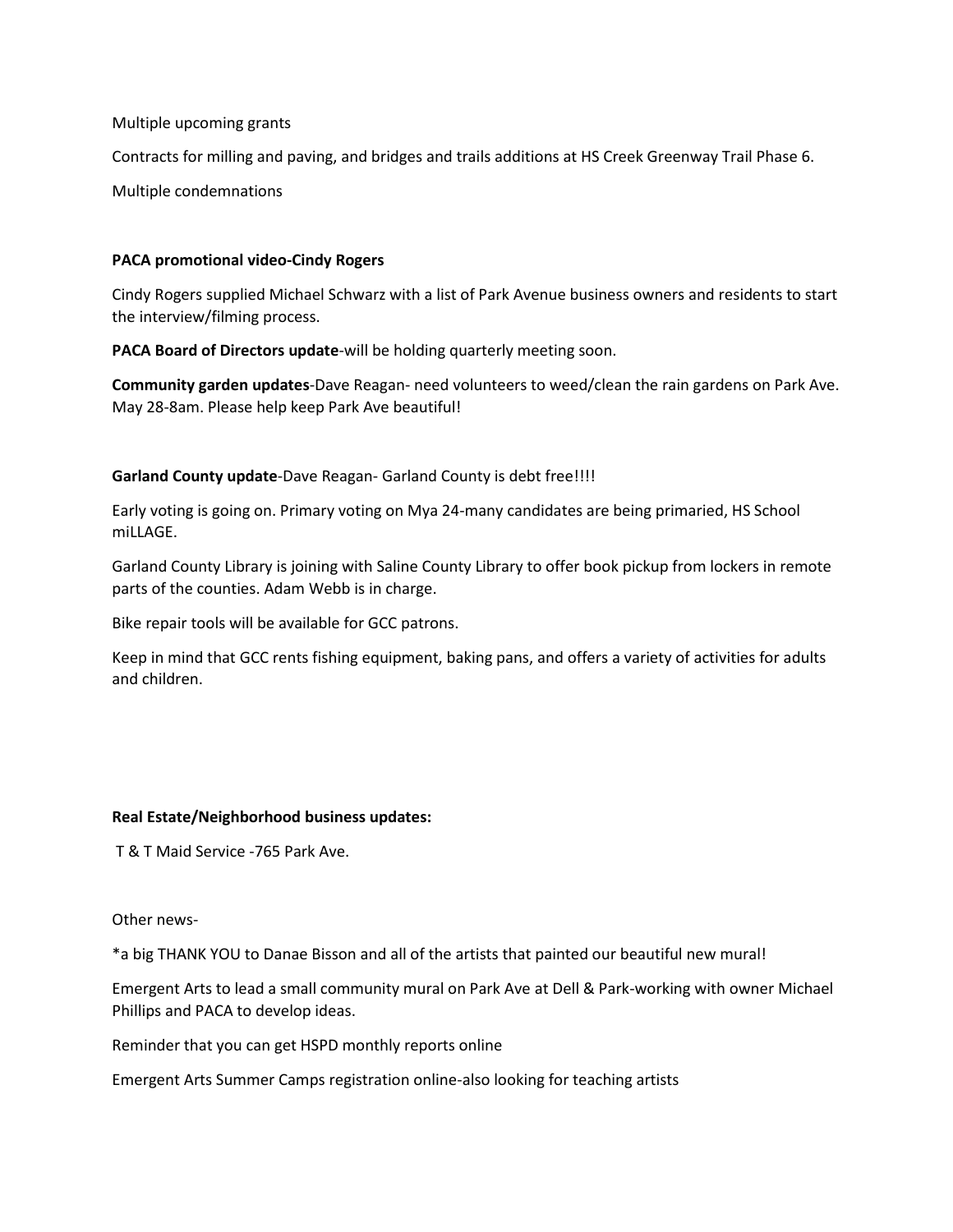Multiple upcoming grants

Contracts for milling and paving, and bridges and trails additions at HS Creek Greenway Trail Phase 6.

Multiple condemnations

**PACA promotional video-Cindy Rogers**

Cindy Rogers supplied Michael Schwarz with a list of Park Avenue business owners and residents to start the interview/filming process.

**PACA Board of Directors update**-will be holding quarterly meeting soon.

**Community garden updates**-Dave Reagan- need volunteers to weed/clean the rain gardens on Park Ave. May 28-8am. Please help keep Park Ave beautiful!

**Garland County update**-Dave Reagan- Garland County is debt free!!!!

Early voting is going on. Primary voting on Mya 24-many candidates are being primaried, HS School miLLAGE.

Garland County Library is joining with Saline County Library to offer book pickup from lockers in remote parts of the counties. Adam Webb is in charge.

Bike repair tools will be available for GCC patrons.

Keep in mind that GCC rents fishing equipment, baking pans, and offers a variety of activities for adults and children.

**Real Estate/Neighborhood business updates:**

T & T Maid Service -765 Park Ave.

Other news-

*a big THANK YOU to Danae Bisson and all of the artists that painted our beautiful new mural!

Emergent Arts to lead a small community mural on Park Ave at Dell & Park-working with owner Michael Phillips and PACA to develop ideas.

Reminder that you can get HSPD monthly reports online

Emergent Arts Summer Camps registration online-also looking for teaching artists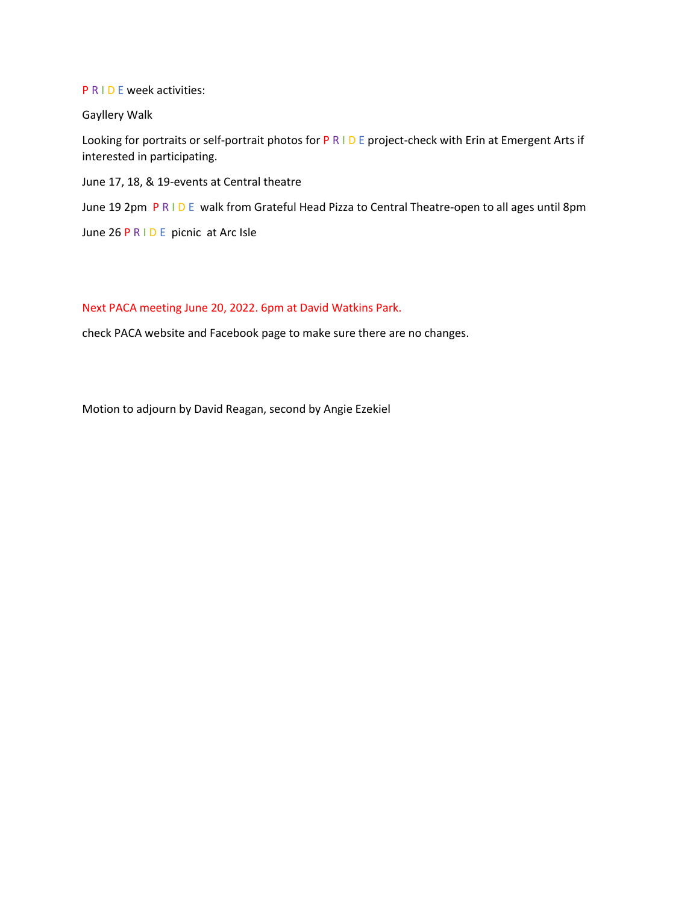P R I D E week activities:

Gayllery Walk

Looking for portraits or self-portrait photos for P R I D E project-check with Erin at Emergent Arts if interested in participating.

June 17, 18, & 19-events at Central theatre

June 19 2pm  P R I D E  walk from Grateful Head Pizza to Central Theatre-open to all ages until 8pm

June 26 P R I D E  picnic  at Arc Isle

Next PACA meeting June 20, 2022. 6pm at David Watkins Park.

check PACA website and Facebook page to make sure there are no changes.

Motion to adjourn by David Reagan, second by Angie Ezekiel